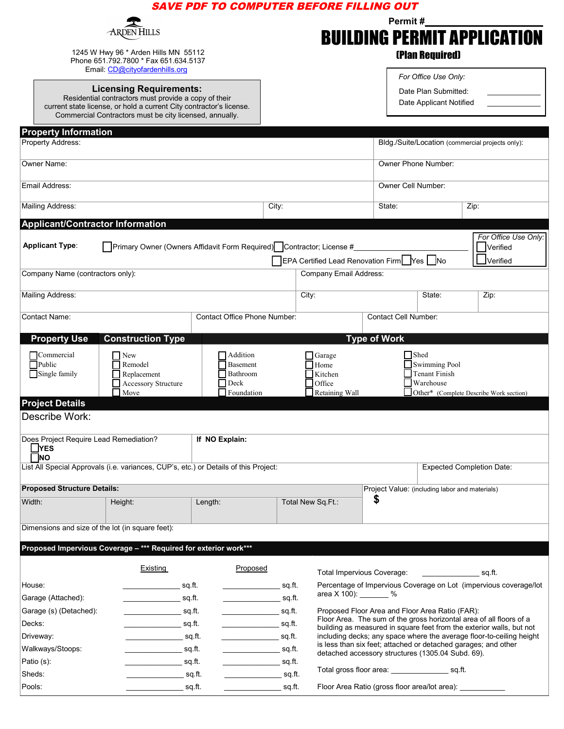**SAVE PDF TO COMPUTER BEFORE FILLING OUT**

ARDEN HILLS

1245 W Hwy 96 * Arden Hills MN 55112
Phone 651.792.7800 * Fax 651.634.5137
Email: CD@cityofardenhills.org

**Licensing Requirements:**
Residential contractors must provide a copy of their current state license, or hold a current City contractor's license. Commercial Contractors must be city licensed, annually.

Permit #\_\_\_\_\_\_\_\_\_\_\_\_\_\_\_\_\_\_\_\_

# BUILDING PERMIT APPLICATION

**(Plan Required)**

*For Office Use Only:*
Date Plan Submitted: \_\_\_\_\_\_\_\_\_\_\_\_
Date Applicant Notified \_\_\_\_\_\_\_\_\_\_\_\_

## Property Information

| | |
|---|---|
| Property Address: | Bldg./Suite/Location (commercial projects only): |
| Owner Name: | Owner Phone Number: |
| Email Address: | Owner Cell Number: |
| Mailing Address: / City: | State: / Zip: |

## Applicant/Contractor Information

**Applicant Type**: ☐ Primary Owner (Owners Affidavit Form Required) ☐ Contractor; License #\_\_\_\_\_\_\_\_\_\_\_\_\_\_\_\_\_\_\_\_
☐ EPA Certified Lead Renovation Firm ☐ Yes ☐ No

*For Office Use Only:* ☐ Verified ☐ Verified

| | | | |
|---|---|---|---|
| Company Name (contractors only): | Company Email Address: | | |
| Mailing Address: | City: | State: | Zip: |
| Contact Name: | Contact Office Phone Number: | Contact Cell Number: | |

## Property Use / Construction Type / Type of Work

| Property Use | Construction Type | Type of Work | | |
|---|---|---|---|---|
| ☐ Commercial | ☐ New | ☐ Addition | ☐ Garage | ☐ Shed |
| ☐ Public | ☐ Remodel | ☐ Basement | ☐ Home | ☐ Swimming Pool |
| ☐ Single family | ☐ Replacement | ☐ Bathroom | ☐ Kitchen | ☐ Tenant Finish |
| | ☐ Accessory Structure | ☐ Deck | ☐ Office | ☐ Warehouse |
| | ☐ Move | ☐ Foundation | ☐ Retaining Wall | ☐ Other* (Complete Describe Work section) |

## Project Details

Describe Work:

Does Project Require Lead Remediation? ☐ **YES** ☐ **NO** — **If NO Explain:**

List All Special Approvals (i.e. variances, CUP's, etc.) or Details of this Project: | Expected Completion Date:

**Proposed Structure Details:** | Project Value: (including labor and materials) **$**

| Width: | Height: | Length: | Total New Sq.Ft.: |
|---|---|---|---|
| | | | |

Dimensions and size of the lot (in square feet):

**Proposed Impervious Coverage – \*\*\* Required for exterior work\*\*\***

| | Existing | Proposed |
|---|---|---|
| House: | \_\_\_\_\_\_\_\_ sq.ft. | \_\_\_\_\_\_\_\_ sq.ft. |
| Garage (Attached): | \_\_\_\_\_\_\_\_ sq.ft. | \_\_\_\_\_\_\_\_ sq.ft. |
| Garage (s) (Detached): | \_\_\_\_\_\_\_\_ sq.ft. | \_\_\_\_\_\_\_\_ sq.ft. |
| Decks: | \_\_\_\_\_\_\_\_ sq.ft. | \_\_\_\_\_\_\_\_ sq.ft. |
| Driveway: | \_\_\_\_\_\_\_\_ sq.ft. | \_\_\_\_\_\_\_\_ sq.ft. |
| Walkways/Stoops: | \_\_\_\_\_\_\_\_ sq.ft. | \_\_\_\_\_\_\_\_ sq.ft. |
| Patio (s): | \_\_\_\_\_\_\_\_ sq.ft. | \_\_\_\_\_\_\_\_ sq.ft. |
| Sheds: | \_\_\_\_\_\_\_\_ sq.ft. | \_\_\_\_\_\_\_\_ sq.ft. |
| Pools: | \_\_\_\_\_\_\_\_ sq.ft. | \_\_\_\_\_\_\_\_ sq.ft. |

Total Impervious Coverage: \_\_\_\_\_\_\_\_\_\_ sq.ft.

Percentage of Impervious Coverage on Lot (impervious coverage/lot area X 100): \_\_\_\_\_\_ %

Proposed Floor Area and Floor Area Ratio (FAR):
Floor Area. The sum of the gross horizontal area of all floors of a building as measured in square feet from the exterior walls, but not including decks; any space where the average floor-to-ceiling height is less than six feet; attached or detached garages; and other detached accessory structures (1305.04 Subd. 69).

Total gross floor area: \_\_\_\_\_\_\_\_\_\_ sq.ft.

Floor Area Ratio (gross floor area/lot area): \_\_\_\_\_\_\_\_\_\_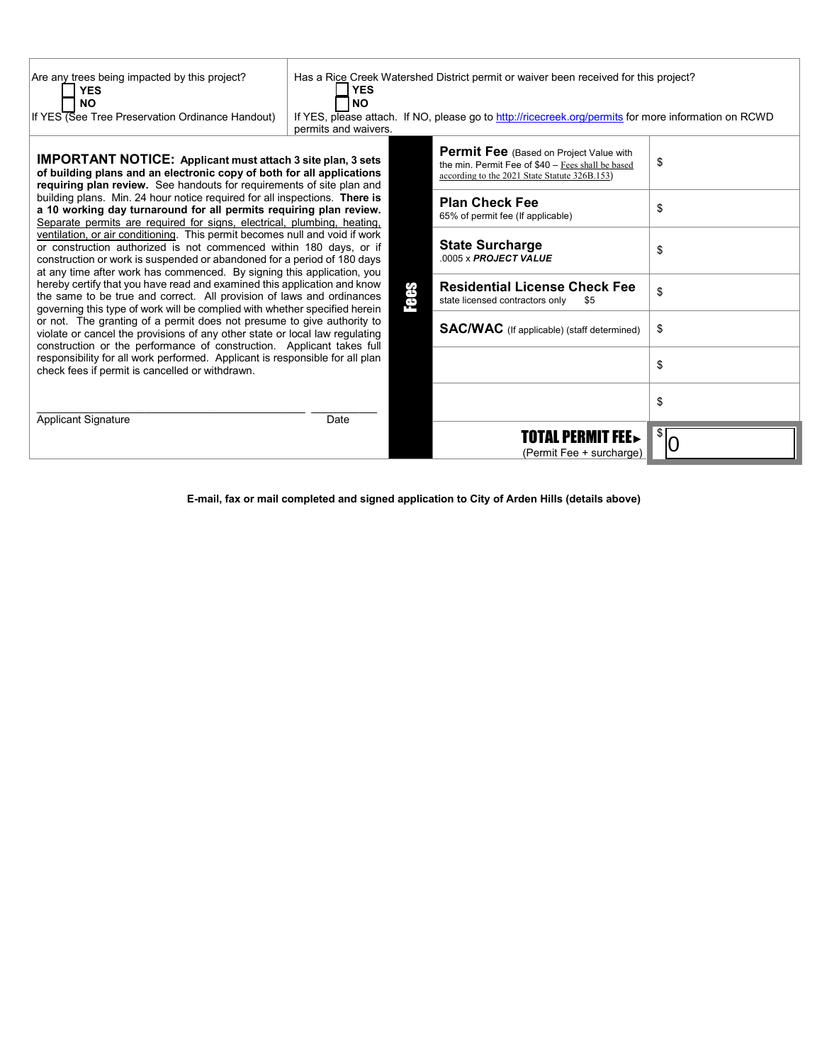| | |
|---|---|
| Are any trees being impacted by this project?<br>☐ **YES**<br>☐ **NO**<br>If YES (See Tree Preservation Ordinance Handout) | Has a Rice Creek Watershed District permit or waiver been received for this project?<br>☐ **YES**<br>☐ **NO**<br>If YES, please attach. If NO, please go to http://ricecreek.org/permits for more information on RCWD permits and waivers. |

**IMPORTANT NOTICE: Applicant must attach 3 site plan, 3 sets of building plans and an electronic copy of both for all applications requiring plan review.** See handouts for requirements of site plan and building plans. Min. 24 hour notice required for all inspections. **There is a 10 working day turnaround for all permits requiring plan review.** Separate permits are required for signs, electrical, plumbing, heating, ventilation, or air conditioning. This permit becomes null and void if work or construction authorized is not commenced within 180 days, or if construction or work is suspended or abandoned for a period of 180 days at any time after work has commenced. By signing this application, you hereby certify that you have read and examined this application and know the same to be true and correct. All provision of laws and ordinances governing this type of work will be complied with whether specified herein or not. The granting of a permit does not presume to give authority to violate or cancel the provisions of any other state or local law regulating construction or the performance of construction. Applicant takes full responsibility for all work performed. Applicant is responsible for all plan check fees if permit is cancelled or withdrawn.

Applicant Signature ____________________ Date __________

**Fees**

| | |
|---|---|
| **Permit Fee** (Based on Project Value with the min. Permit Fee of $40 – Fees shall be based according to the 2021 State Statute 326B.153) | $ |
| **Plan Check Fee** 65% of permit fee (If applicable) | $ |
| **State Surcharge** .0005 x ***PROJECT VALUE*** | $ |
| **Residential License Check Fee** state licensed contractors only $5 | $ |
| **SAC/WAC** (If applicable) (staff determined) | $ |
| | $ |
| | $ |
| **TOTAL PERMIT FEE►** (Permit Fee + surcharge) | $ 0 |

**E-mail, fax or mail completed and signed application to City of Arden Hills (details above)**